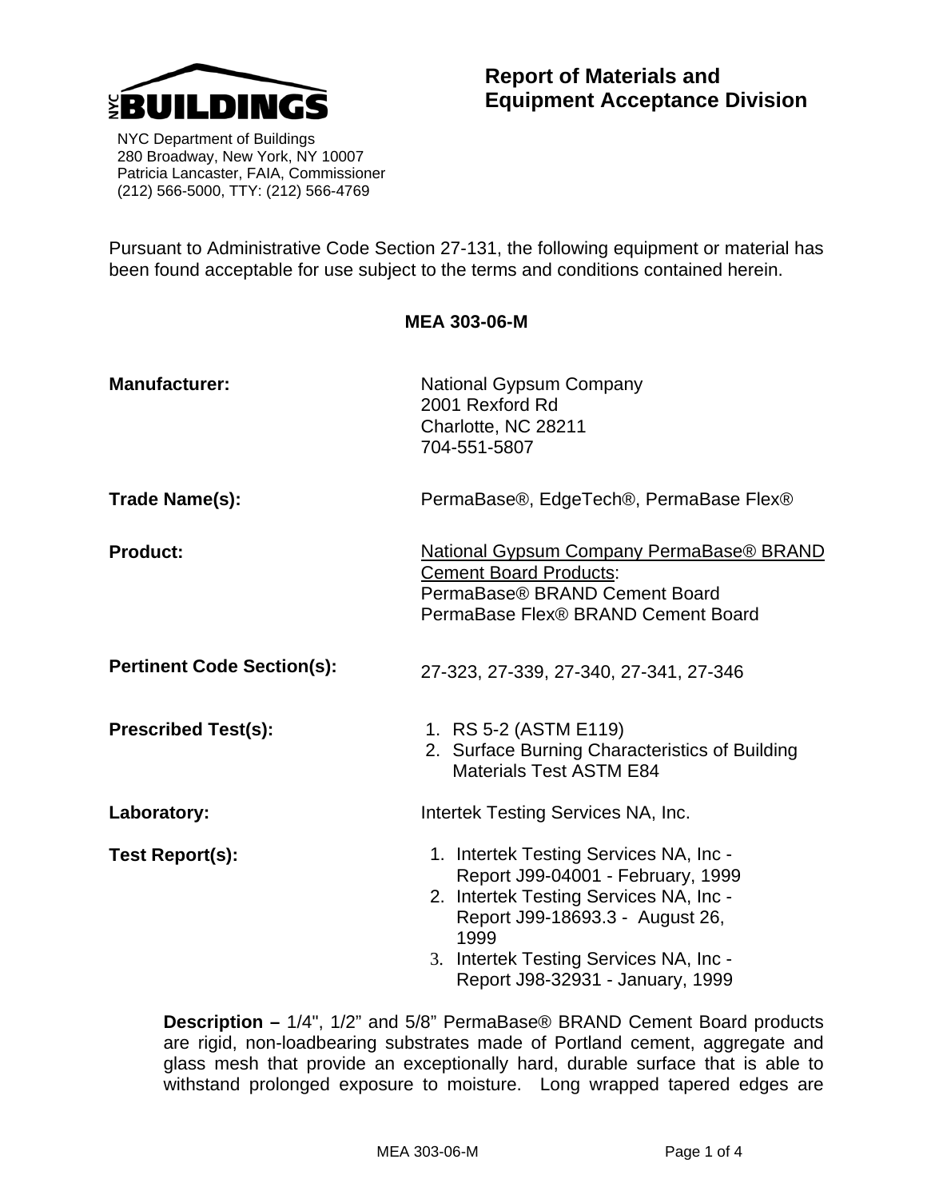NYC BUILDINGS

NYC Department of Buildings
280 Broadway, New York, NY 10007
Patricia Lancaster, FAIA, Commissioner
(212) 566-5000, TTY: (212) 566-4769

## Report of Materials and Equipment Acceptance Division

Pursuant to Administrative Code Section 27-131, the following equipment or material has been found acceptable for use subject to the terms and conditions contained herein.

### MEA 303-06-M

**Manufacturer:**
National Gypsum Company
2001 Rexford Rd
Charlotte, NC 28211
704-551-5807

**Trade Name(s):**
PermaBase®, EdgeTech®, PermaBase Flex®

**Product:**
National Gypsum Company PermaBase® BRAND Cement Board Products:
PermaBase® BRAND Cement Board
PermaBase Flex® BRAND Cement Board

**Pertinent Code Section(s):**
27-323, 27-339, 27-340, 27-341, 27-346

**Prescribed Test(s):**
1. RS 5-2 (ASTM E119)
2. Surface Burning Characteristics of Building Materials Test ASTM E84

**Laboratory:**
Intertek Testing Services NA, Inc.

**Test Report(s):**
1. Intertek Testing Services NA, Inc - Report J99-04001 - February, 1999
2. Intertek Testing Services NA, Inc - Report J99-18693.3 - August 26, 1999
3. Intertek Testing Services NA, Inc - Report J98-32931 - January, 1999

**Description –** 1/4", 1/2" and 5/8" PermaBase® BRAND Cement Board products are rigid, non-loadbearing substrates made of Portland cement, aggregate and glass mesh that provide an exceptionally hard, durable surface that is able to withstand prolonged exposure to moisture. Long wrapped tapered edges are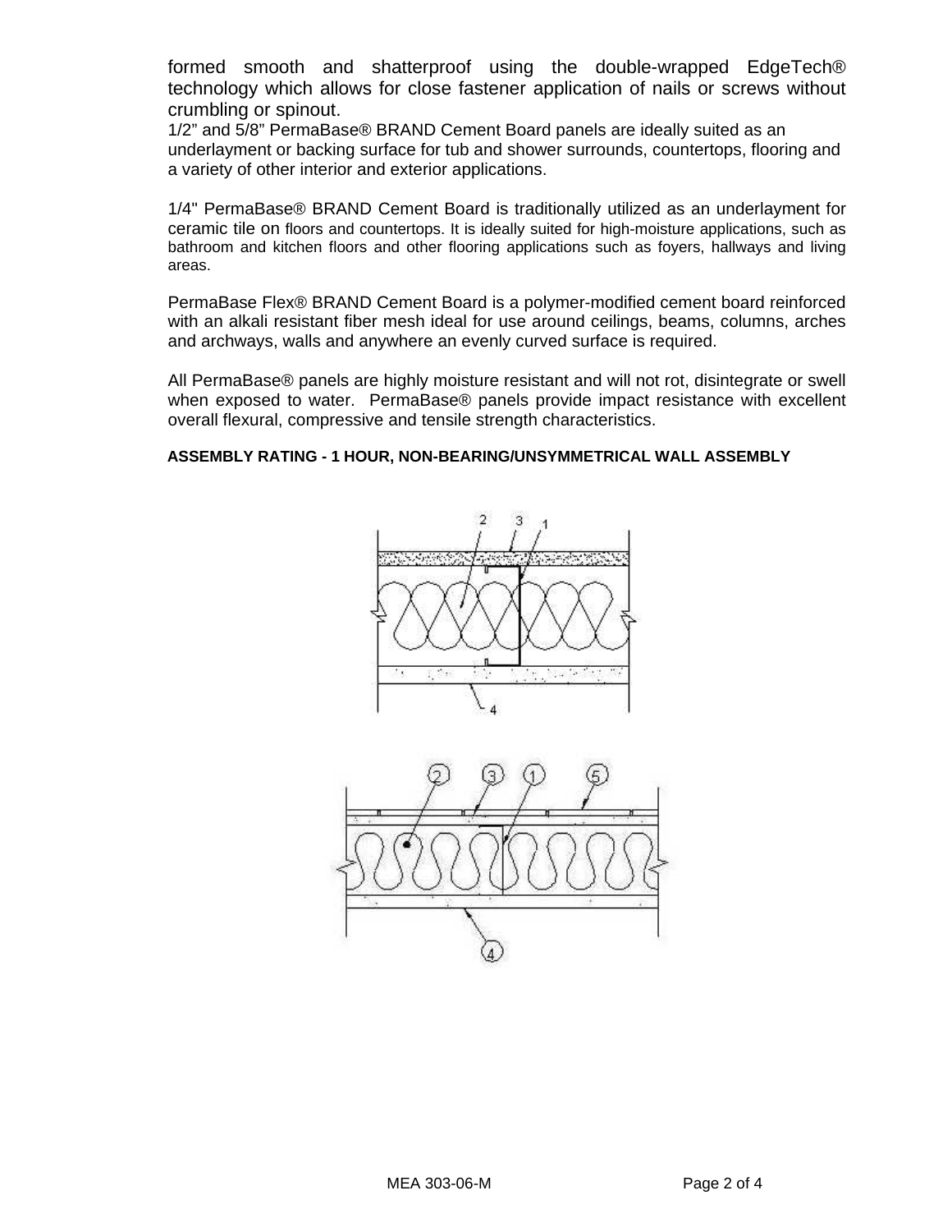formed smooth and shatterproof using the double-wrapped EdgeTech® technology which allows for close fastener application of nails or screws without crumbling or spinout.

1/2” and 5/8” PermaBase® BRAND Cement Board panels are ideally suited as an underlayment or backing surface for tub and shower surrounds, countertops, flooring and a variety of other interior and exterior applications.

1/4" PermaBase® BRAND Cement Board is traditionally utilized as an underlayment for ceramic tile on floors and countertops. It is ideally suited for high-moisture applications, such as bathroom and kitchen floors and other flooring applications such as foyers, hallways and living areas.

PermaBase Flex® BRAND Cement Board is a polymer-modified cement board reinforced with an alkali resistant fiber mesh ideal for use around ceilings, beams, columns, arches and archways, walls and anywhere an evenly curved surface is required.

All PermaBase® panels are highly moisture resistant and will not rot, disintegrate or swell when exposed to water. PermaBase® panels provide impact resistance with excellent overall flexural, compressive and tensile strength characteristics.

**ASSEMBLY RATING - 1 HOUR, NON-BEARING/UNSYMMETRICAL WALL ASSEMBLY**

2 3 1

4

2 3 1 5

4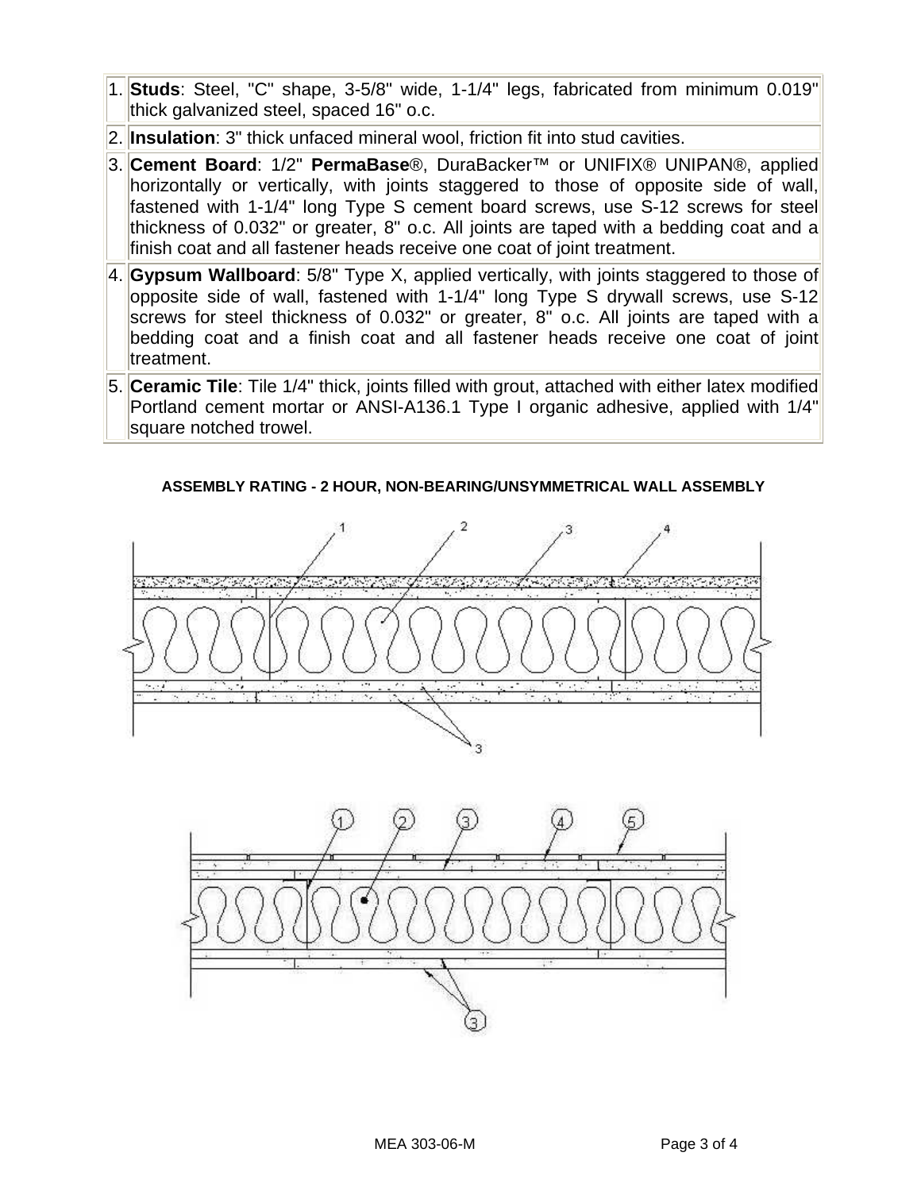| | |
|---|---|
| 1. | **Studs**: Steel, "C" shape, 3-5/8" wide, 1-1/4" legs, fabricated from minimum 0.019" thick galvanized steel, spaced 16" o.c. |
| 2. | **Insulation**: 3" thick unfaced mineral wool, friction fit into stud cavities. |
| 3. | **Cement Board**: 1/2" **PermaBase**®, DuraBacker™ or UNIFIX® UNIPAN®, applied horizontally or vertically, with joints staggered to those of opposite side of wall, fastened with 1-1/4" long Type S cement board screws, use S-12 screws for steel thickness of 0.032" or greater, 8" o.c. All joints are taped with a bedding coat and a finish coat and all fastener heads receive one coat of joint treatment. |
| 4. | **Gypsum Wallboard**: 5/8" Type X, applied vertically, with joints staggered to those of opposite side of wall, fastened with 1-1/4" long Type S drywall screws, use S-12 screws for steel thickness of 0.032" or greater, 8" o.c. All joints are taped with a bedding coat and a finish coat and all fastener heads receive one coat of joint treatment. |
| 5. | **Ceramic Tile**: Tile 1/4" thick, joints filled with grout, attached with either latex modified Portland cement mortar or ANSI-A136.1 Type I organic adhesive, applied with 1/4" square notched trowel. |

**ASSEMBLY RATING - 2 HOUR, NON-BEARING/UNSYMMETRICAL WALL ASSEMBLY**

MEA 303-06-M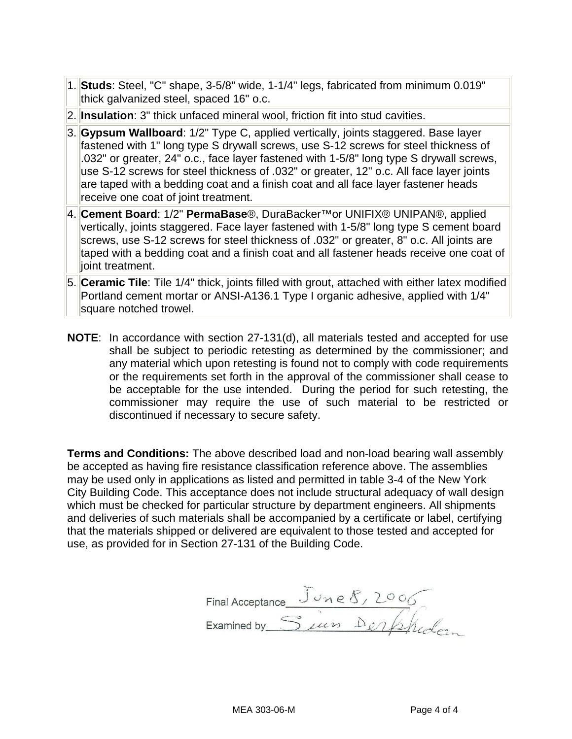| | |
|---|---|
| 1. | **Studs**: Steel, "C" shape, 3-5/8" wide, 1-1/4" legs, fabricated from minimum 0.019" thick galvanized steel, spaced 16" o.c. |
| 2. | **Insulation**: 3" thick unfaced mineral wool, friction fit into stud cavities. |
| 3. | **Gypsum Wallboard**: 1/2" Type C, applied vertically, joints staggered. Base layer fastened with 1" long type S drywall screws, use S-12 screws for steel thickness of .032" or greater, 24" o.c., face layer fastened with 1-5/8" long type S drywall screws, use S-12 screws for steel thickness of .032" or greater, 12" o.c. All face layer joints are taped with a bedding coat and a finish coat and all face layer fastener heads receive one coat of joint treatment. |
| 4. | **Cement Board**: 1/2" **PermaBase**®, DuraBacker™or UNIFIX® UNIPAN®, applied vertically, joints staggered. Face layer fastened with 1-5/8" long type S cement board screws, use S-12 screws for steel thickness of .032" or greater, 8" o.c. All joints are taped with a bedding coat and a finish coat and all fastener heads receive one coat of joint treatment. |
| 5. | **Ceramic Tile**: Tile 1/4" thick, joints filled with grout, attached with either latex modified Portland cement mortar or ANSI-A136.1 Type I organic adhesive, applied with 1/4" square notched trowel. |

**NOTE**: In accordance with section 27-131(d), all materials tested and accepted for use shall be subject to periodic retesting as determined by the commissioner; and any material which upon retesting is found not to comply with code requirements or the requirements set forth in the approval of the commissioner shall cease to be acceptable for the use intended. During the period for such retesting, the commissioner may require the use of such material to be restricted or discontinued if necessary to secure safety.

**Terms and Conditions:** The above described load and non-load bearing wall assembly be accepted as having fire resistance classification reference above. The assemblies may be used only in applications as listed and permitted in table 3-4 of the New York City Building Code. This acceptance does not include structural adequacy of wall design which must be checked for particular structure by department engineers. All shipments and deliveries of such materials shall be accompanied by a certificate or label, certifying that the materials shipped or delivered are equivalent to those tested and accepted for use, as provided for in Section 27-131 of the Building Code.

Final Acceptance June 8, 2006

Examined by Simon Derfkhudan

MEA 303-06-M